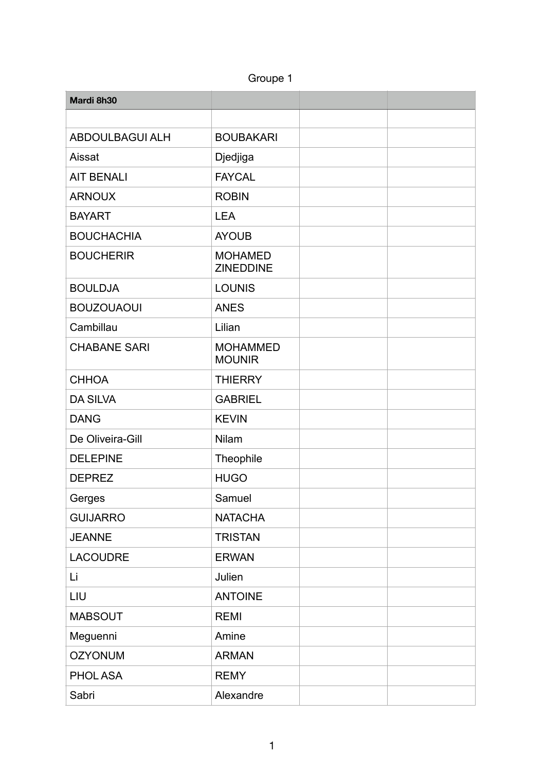Groupe 1

| **Mardi 8h30** | | | |
|---|---|---|---|
| | | | |
| ABDOULBAGUI ALH | BOUBAKARI | | |
| Aissat | Djedjiga | | |
| AIT BENALI | FAYCAL | | |
| ARNOUX | ROBIN | | |
| BAYART | LEA | | |
| BOUCHACHIA | AYOUB | | |
| BOUCHERIR | MOHAMED ZINEDDINE | | |
| BOULDJA | LOUNIS | | |
| BOUZOUAOUI | ANES | | |
| Cambillau | Lilian | | |
| CHABANE SARI | MOHAMMED MOUNIR | | |
| CHHOA | THIERRY | | |
| DA SILVA | GABRIEL | | |
| DANG | KEVIN | | |
| De Oliveira-Gill | Nilam | | |
| DELEPINE | Theophile | | |
| DEPREZ | HUGO | | |
| Gerges | Samuel | | |
| GUIJARRO | NATACHA | | |
| JEANNE | TRISTAN | | |
| LACOUDRE | ERWAN | | |
| Li | Julien | | |
| LIU | ANTOINE | | |
| MABSOUT | REMI | | |
| Meguenni | Amine | | |
| OZYONUM | ARMAN | | |
| PHOL ASA | REMY | | |
| Sabri | Alexandre | | |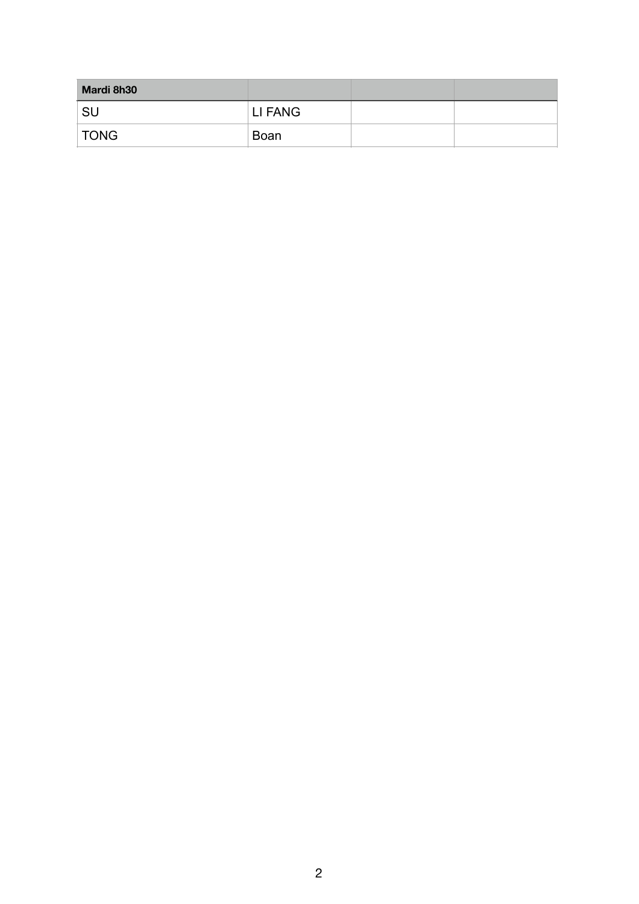| Mardi 8h30 | | | |
|---|---|---|---|
| SU | LI FANG | | |
| TONG | Boan | | |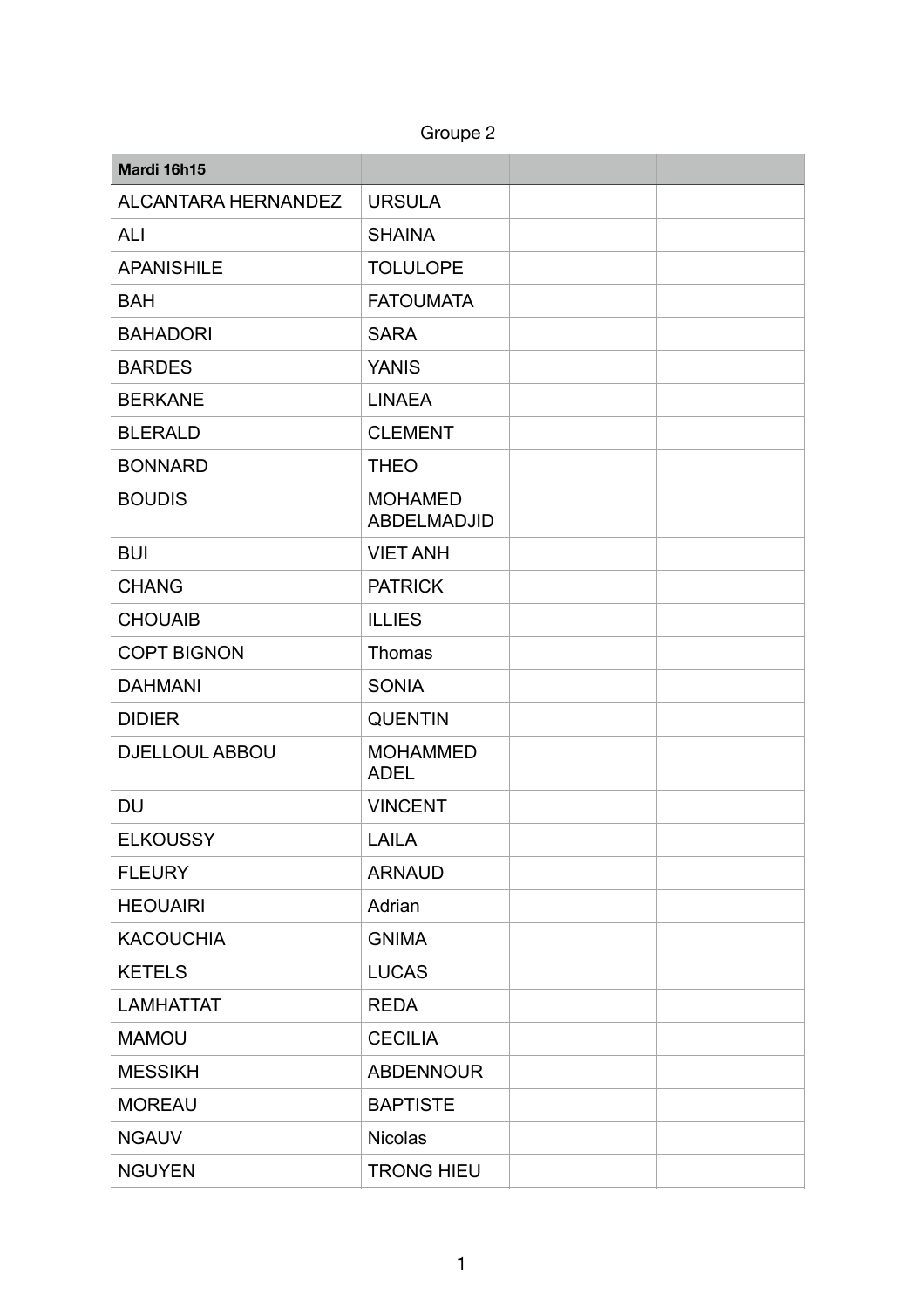Groupe 2

| Mardi 16h15 | | | |
|---|---|---|---|
| ALCANTARA HERNANDEZ | URSULA | | |
| ALI | SHAINA | | |
| APANISHILE | TOLULOPE | | |
| BAH | FATOUMATA | | |
| BAHADORI | SARA | | |
| BARDES | YANIS | | |
| BERKANE | LINAEA | | |
| BLERALD | CLEMENT | | |
| BONNARD | THEO | | |
| BOUDIS | MOHAMED ABDELMADJID | | |
| BUI | VIET ANH | | |
| CHANG | PATRICK | | |
| CHOUAIB | ILLIES | | |
| COPT BIGNON | Thomas | | |
| DAHMANI | SONIA | | |
| DIDIER | QUENTIN | | |
| DJELLOUL ABBOU | MOHAMMED ADEL | | |
| DU | VINCENT | | |
| ELKOUSSY | LAILA | | |
| FLEURY | ARNAUD | | |
| HEOUAIRI | Adrian | | |
| KACOUCHIA | GNIMA | | |
| KETELS | LUCAS | | |
| LAMHATTAT | REDA | | |
| MAMOU | CECILIA | | |
| MESSIKH | ABDENNOUR | | |
| MOREAU | BAPTISTE | | |
| NGAUV | Nicolas | | |
| NGUYEN | TRONG HIEU | | |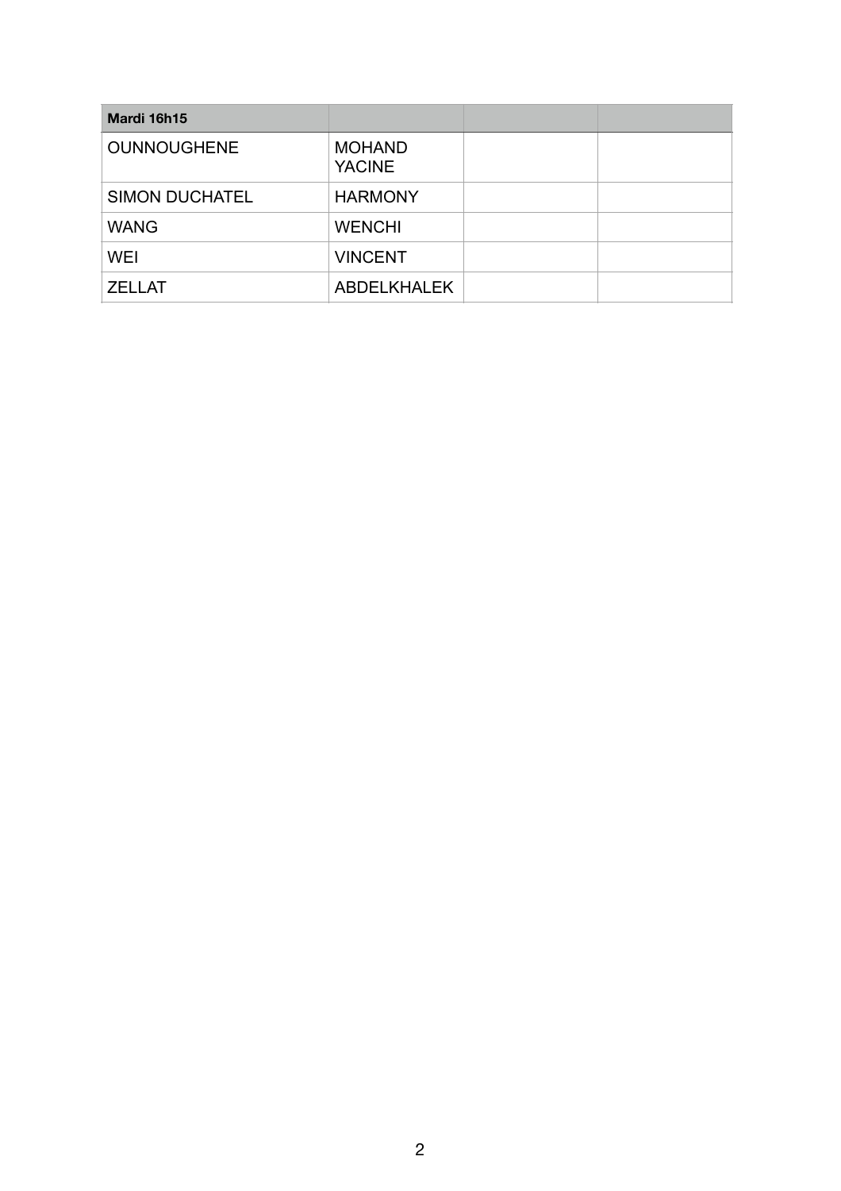| **Mardi 16h15** | | | |
|---|---|---|---|
| OUNNOUGHENE | MOHAND YACINE | | |
| SIMON DUCHATEL | HARMONY | | |
| WANG | WENCHI | | |
| WEI | VINCENT | | |
| ZELLAT | ABDELKHALEK | | |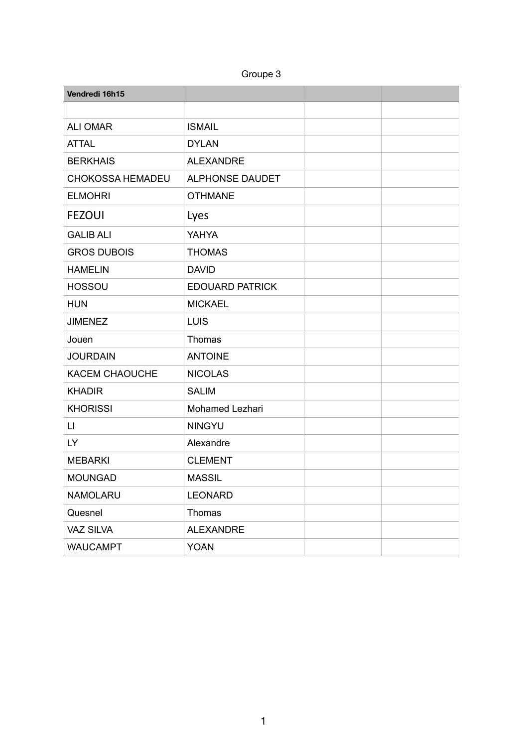Groupe 3

| **Vendredi 16h15** | | | |
|---|---|---|---|
| | | | |
| ALI OMAR | ISMAIL | | |
| ATTAL | DYLAN | | |
| BERKHAIS | ALEXANDRE | | |
| CHOKOSSA HEMADEU | ALPHONSE DAUDET | | |
| ELMOHRI | OTHMANE | | |
| FEZOUI | Lyes | | |
| GALIB ALI | YAHYA | | |
| GROS DUBOIS | THOMAS | | |
| HAMELIN | DAVID | | |
| HOSSOU | EDOUARD PATRICK | | |
| HUN | MICKAEL | | |
| JIMENEZ | LUIS | | |
| Jouen | Thomas | | |
| JOURDAIN | ANTOINE | | |
| KACEM CHAOUCHE | NICOLAS | | |
| KHADIR | SALIM | | |
| KHORISSI | Mohamed Lezhari | | |
| LI | NINGYU | | |
| LY | Alexandre | | |
| MEBARKI | CLEMENT | | |
| MOUNGAD | MASSIL | | |
| NAMOLARU | LEONARD | | |
| Quesnel | Thomas | | |
| VAZ SILVA | ALEXANDRE | | |
| WAUCAMPT | YOAN | | |